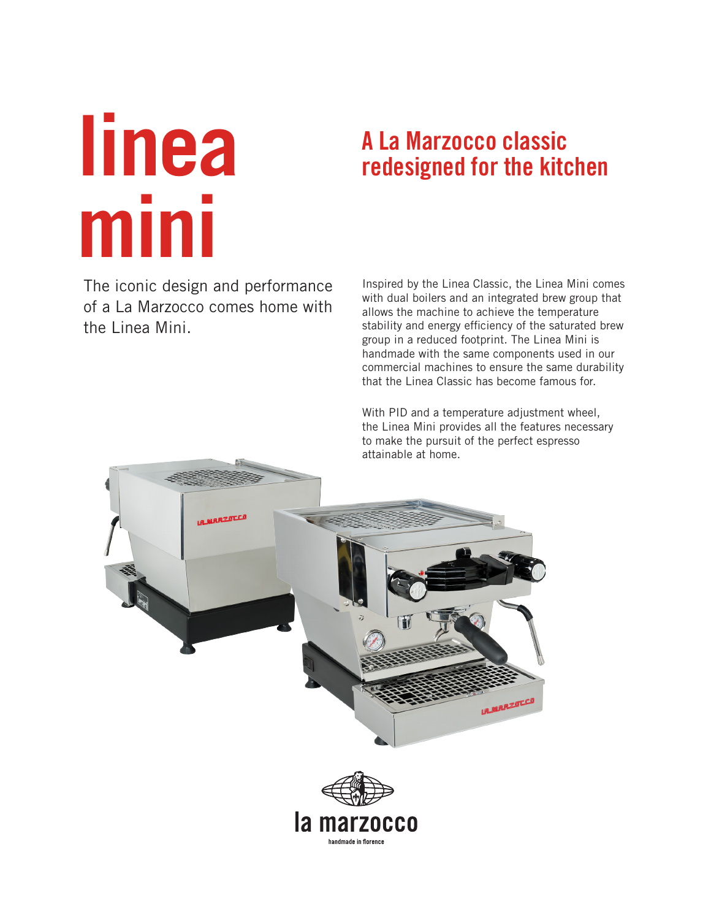# linea mini

## A La Marzocco classic redesigned for the kitchen

The iconic design and performance of a La Marzocco comes home with the Linea Mini.

Inspired by the Linea Classic, the Linea Mini comes with dual boilers and an integrated brew group that allows the machine to achieve the temperature stability and energy efficiency of the saturated brew group in a reduced footprint. The Linea Mini is handmade with the same components used in our commercial machines to ensure the same durability that the Linea Classic has become famous for.

With PID and a temperature adjustment wheel, the Linea Mini provides all the features necessary to make the pursuit of the perfect espresso attainable at home.

la marzocco

handmade in florence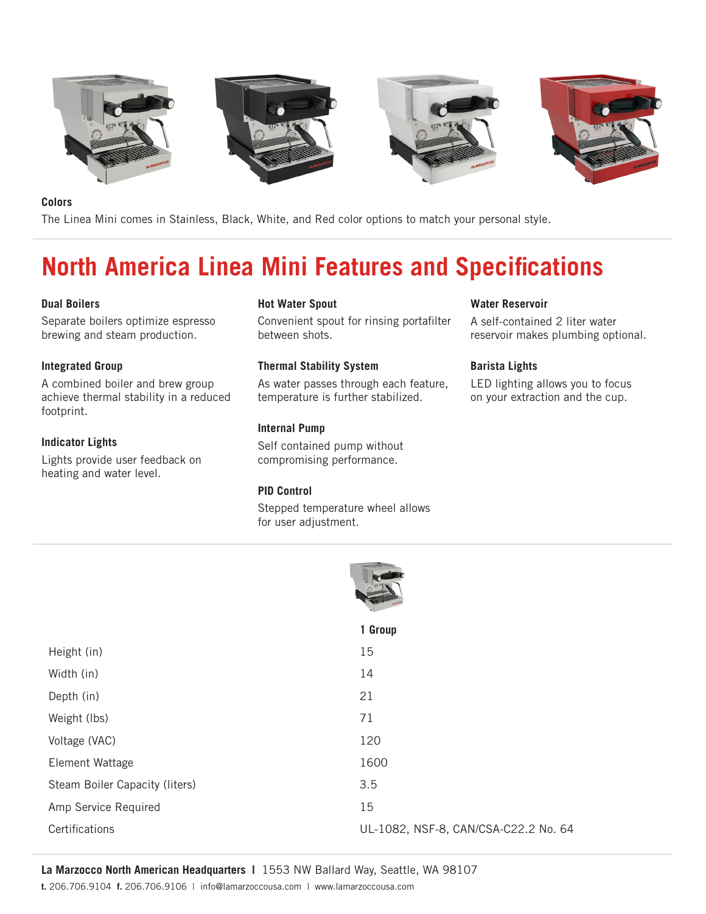**Colors**

The Linea Mini comes in Stainless, Black, White, and Red color options to match your personal style.

# North America Linea Mini Features and Specifications

**Dual Boilers**

Separate boilers optimize espresso brewing and steam production.

**Integrated Group**

A combined boiler and brew group achieve thermal stability in a reduced footprint.

**Indicator Lights**

Lights provide user feedback on heating and water level.

**Hot Water Spout**

Convenient spout for rinsing portafilter between shots.

**Thermal Stability System**

As water passes through each feature, temperature is further stabilized.

**Internal Pump**

Self contained pump without compromising performance.

**PID Control**

Stepped temperature wheel allows for user adjustment.

**Water Reservoir**

A self-contained 2 liter water reservoir makes plumbing optional.

**Barista Lights**

LED lighting allows you to focus on your extraction and the cup.

| | 1 Group |
|---|---|
| Height (in) | 15 |
| Width (in) | 14 |
| Depth (in) | 21 |
| Weight (lbs) | 71 |
| Voltage (VAC) | 120 |
| Element Wattage | 1600 |
| Steam Boiler Capacity (liters) | 3.5 |
| Amp Service Required | 15 |
| Certifications | UL-1082, NSF-8, CAN/CSA-C22.2 No. 64 |

**La Marzocco North American Headquarters** | 1553 NW Ballard Way, Seattle, WA 98107

**t.** 206.706.9104 **f.** 206.706.9106 | info@lamarzoccousa.com | www.lamarzoccousa.com